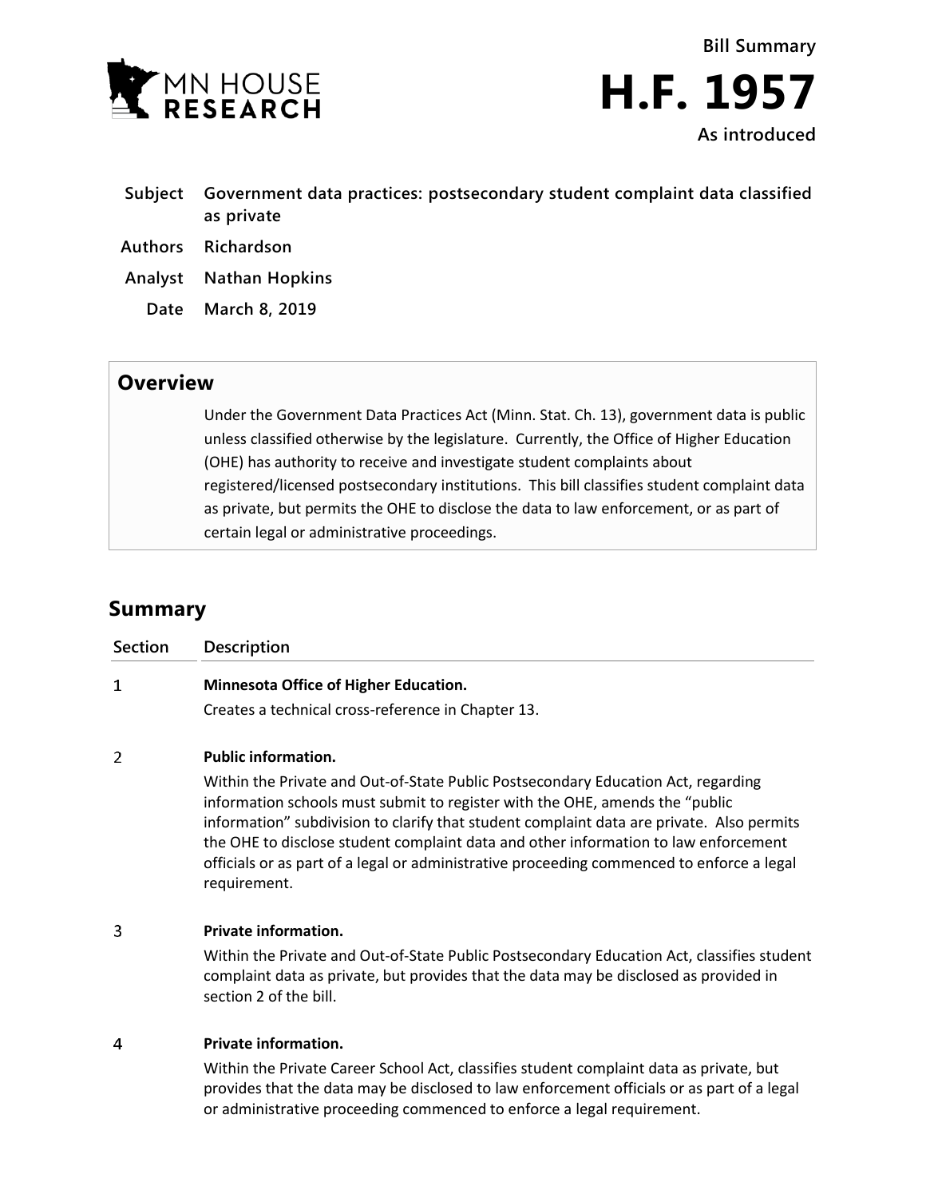MN HOUSE RESEARCH

Bill Summary

# H.F. 1957

As introduced

| | |
|---|---|
| **Subject** | **Government data practices: postsecondary student complaint data classified as private** |
| **Authors** | Richardson |
| **Analyst** | Nathan Hopkins |
| **Date** | March 8, 2019 |

## Overview

Under the Government Data Practices Act (Minn. Stat. Ch. 13), government data is public unless classified otherwise by the legislature. Currently, the Office of Higher Education (OHE) has authority to receive and investigate student complaints about registered/licensed postsecondary institutions. This bill classifies student complaint data as private, but permits the OHE to disclose the data to law enforcement, or as part of certain legal or administrative proceedings.

## Summary

| Section | Description |
|---|---|
| 1 | **Minnesota Office of Higher Education.**<br>Creates a technical cross-reference in Chapter 13. |
| 2 | **Public information.**<br>Within the Private and Out-of-State Public Postsecondary Education Act, regarding information schools must submit to register with the OHE, amends the "public information" subdivision to clarify that student complaint data are private. Also permits the OHE to disclose student complaint data and other information to law enforcement officials or as part of a legal or administrative proceeding commenced to enforce a legal requirement. |
| 3 | **Private information.**<br>Within the Private and Out-of-State Public Postsecondary Education Act, classifies student complaint data as private, but provides that the data may be disclosed as provided in section 2 of the bill. |
| 4 | **Private information.**<br>Within the Private Career School Act, classifies student complaint data as private, but provides that the data may be disclosed to law enforcement officials or as part of a legal or administrative proceeding commenced to enforce a legal requirement. |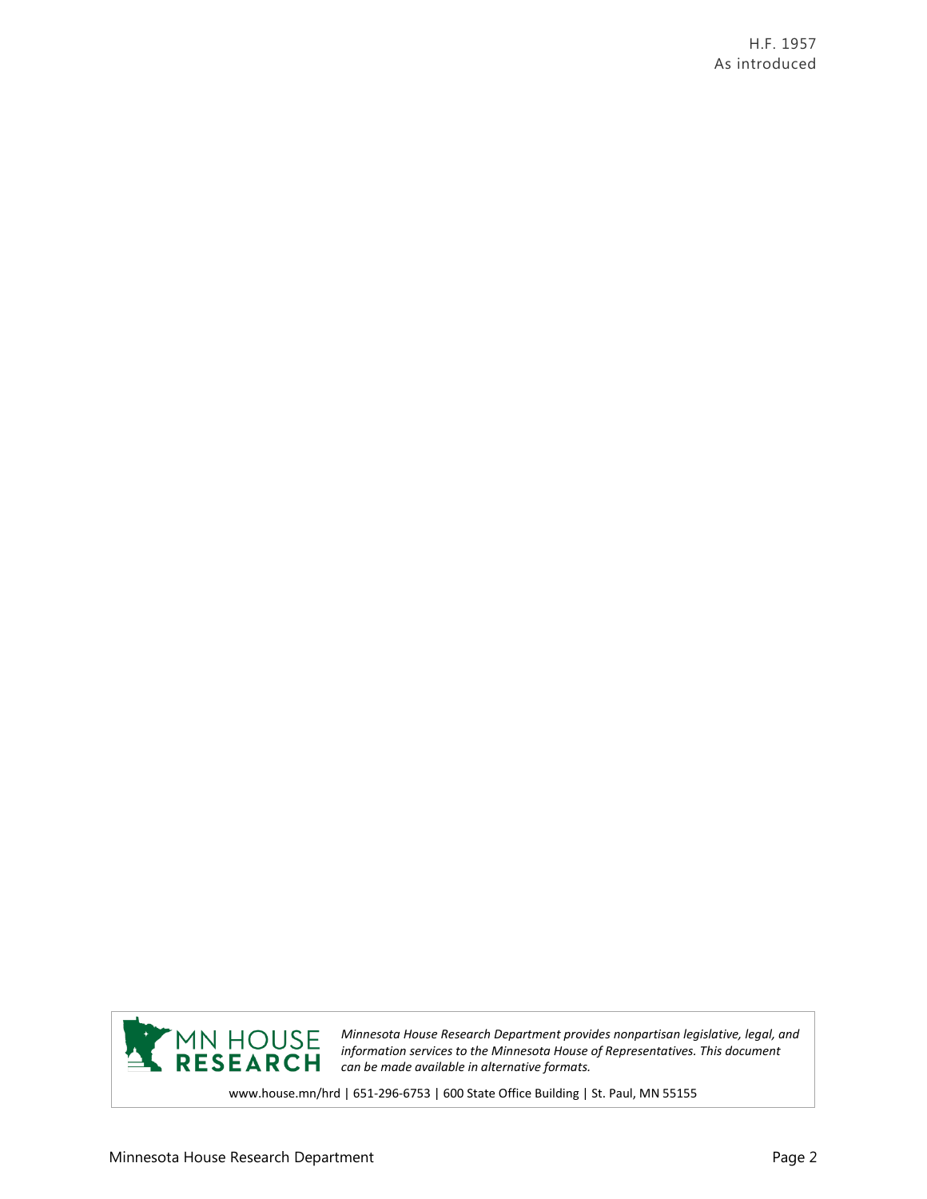Minnesota House Research Department provides nonpartisan legislative, legal, and information services to the Minnesota House of Representatives. This document can be made available in alternative formats.

www.house.mn/hrd | 651-296-6753 | 600 State Office Building | St. Paul, MN 55155